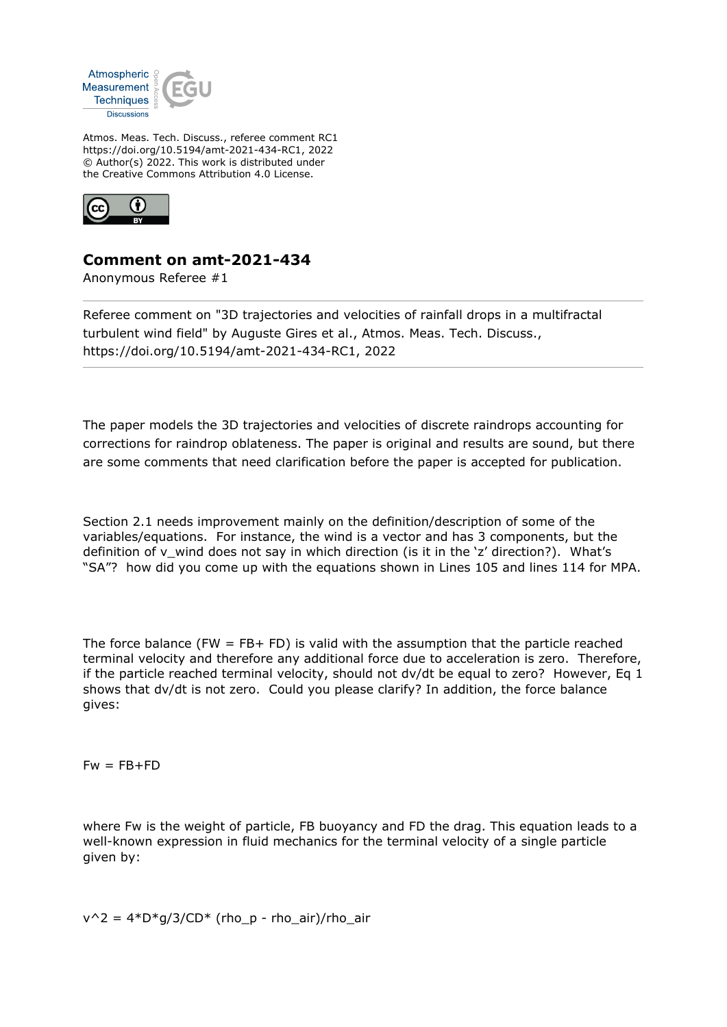Atmospheric Measurement Techniques Discussions

Atmos. Meas. Tech. Discuss., referee comment RC1
https://doi.org/10.5194/amt-2021-434-RC1, 2022
© Author(s) 2022. This work is distributed under
the Creative Commons Attribution 4.0 License.

# Comment on amt-2021-434

Anonymous Referee #1

---

Referee comment on "3D trajectories and velocities of rainfall drops in a multifractal turbulent wind field" by Auguste Gires et al., Atmos. Meas. Tech. Discuss., https://doi.org/10.5194/amt-2021-434-RC1, 2022

---

The paper models the 3D trajectories and velocities of discrete raindrops accounting for corrections for raindrop oblateness. The paper is original and results are sound, but there are some comments that need clarification before the paper is accepted for publication.

Section 2.1 needs improvement mainly on the definition/description of some of the variables/equations. For instance, the wind is a vector and has 3 components, but the definition of $v_{wind}$ does not say in which direction (is it in the 'z' direction?). What's "SA"? how did you come up with the equations shown in Lines 105 and lines 114 for MPA.

The force balance (FW = FB+ FD) is valid with the assumption that the particle reached terminal velocity and therefore any additional force due to acceleration is zero. Therefore, if the particle reached terminal velocity, should not dv/dt be equal to zero? However, Eq 1 shows that dv/dt is not zero. Could you please clarify? In addition, the force balance gives:

$$Fw = FB+FD$$

where Fw is the weight of particle, FB buoyancy and FD the drag. This equation leads to a well-known expression in fluid mechanics for the terminal velocity of a single particle given by:

$$v^2 = 4*D*g/3/CD* (\rho_p - \rho_{air})/\rho_{air}$$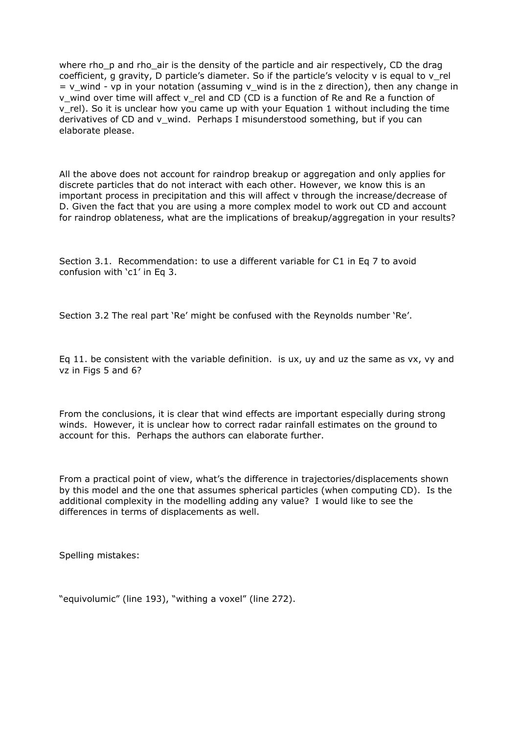where $\rho_p$ and $\rho_{air}$ is the density of the particle and air respectively, CD the drag coefficient, g gravity, D particle's diameter. So if the particle's velocity v is equal to $v_{rel} = v_{wind} - v_p$ in your notation (assuming $v_{wind}$ is in the z direction), then any change in $v_{wind}$ over time will affect $v_{rel}$ and CD (CD is a function of Re and Re a function of $v_{rel}$). So it is unclear how you came up with your Equation 1 without including the time derivatives of CD and $v_{wind}$. Perhaps I misunderstood something, but if you can elaborate please.

All the above does not account for raindrop breakup or aggregation and only applies for discrete particles that do not interact with each other. However, we know this is an important process in precipitation and this will affect v through the increase/decrease of D. Given the fact that you are using a more complex model to work out CD and account for raindrop oblateness, what are the implications of breakup/aggregation in your results?

Section 3.1. Recommendation: to use a different variable for C1 in Eq 7 to avoid confusion with 'c1' in Eq 3.

Section 3.2 The real part 'Re' might be confused with the Reynolds number 'Re'.

Eq 11. be consistent with the variable definition. is ux, uy and uz the same as vx, vy and vz in Figs 5 and 6?

From the conclusions, it is clear that wind effects are important especially during strong winds. However, it is unclear how to correct radar rainfall estimates on the ground to account for this. Perhaps the authors can elaborate further.

From a practical point of view, what's the difference in trajectories/displacements shown by this model and the one that assumes spherical particles (when computing CD). Is the additional complexity in the modelling adding any value? I would like to see the differences in terms of displacements as well.

Spelling mistakes:

"equivolumic" (line 193), "withing a voxel" (line 272).